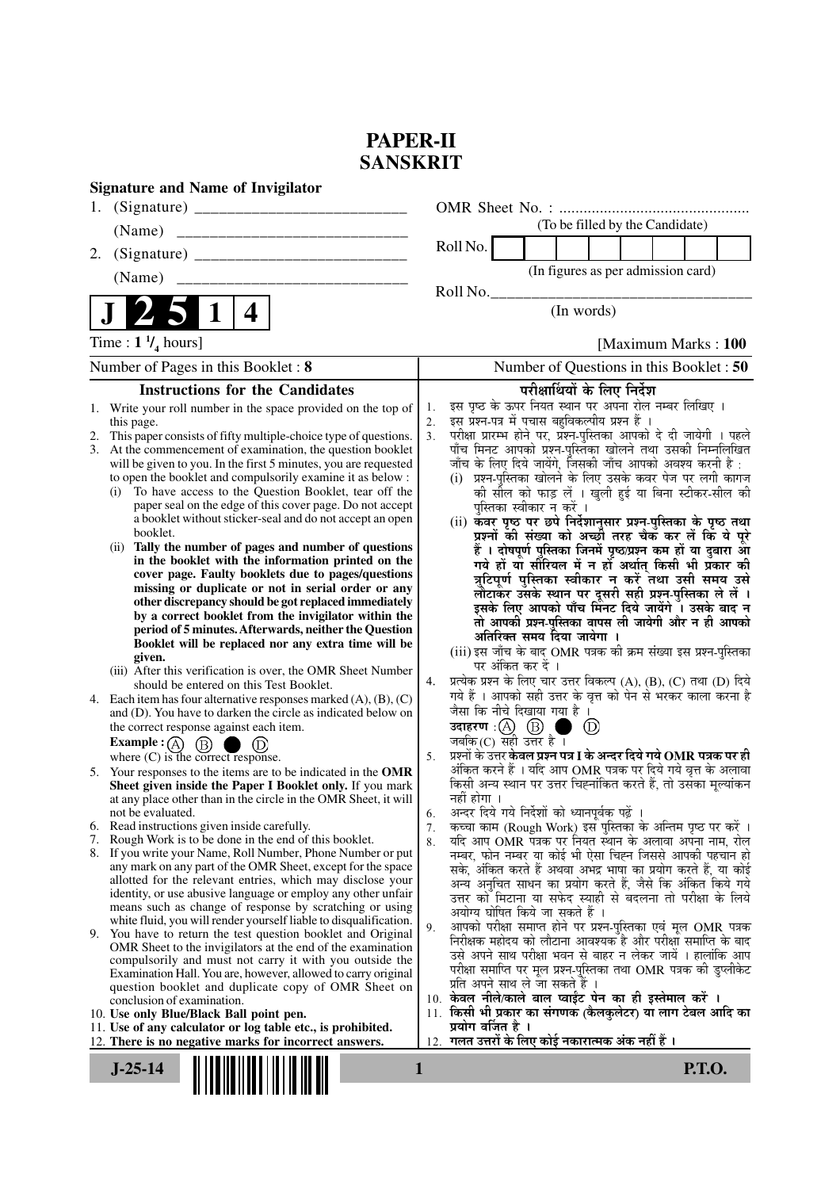# PAPER-II
# SANSKRIT

**Signature and Name of Invigilator**

1. (Signature) __________________________

   (Name) __________________________

2. (Signature) __________________________

   (Name) __________________________

OMR Sheet No. : ...............................................

(To be filled by the Candidate)

Roll No. | | | | | | | | |

(In figures as per admission card)

Roll No.________________________________

(In words)

**J 2 5 1 4**

Time : $1\frac{1}{4}$ hours] [Maximum Marks : **100**

Number of Pages in this Booklet : **8** | Number of Questions in this Booklet : **50**

## Instructions for the Candidates

1. Write your roll number in the space provided on the top of this page.
2. This paper consists of fifty multiple-choice type of questions.
3. At the commencement of examination, the question booklet will be given to you. In the first 5 minutes, you are requested to open the booklet and compulsorily examine it as below :
   (i) To have access to the Question Booklet, tear off the paper seal on the edge of this cover page. Do not accept a booklet without sticker-seal and do not accept an open booklet.
   (ii) **Tally the number of pages and number of questions in the booklet with the information printed on the cover page. Faulty booklets due to pages/questions missing or duplicate or not in serial order or any other discrepancy should be got replaced immediately by a correct booklet from the invigilator within the period of 5 minutes. Afterwards, neither the Question Booklet will be replaced nor any extra time will be given.**
   (iii) After this verification is over, the OMR Sheet Number should be entered on this Test Booklet.
4. Each item has four alternative responses marked (A), (B), (C) and (D). You have to darken the circle as indicated below on the correct response against each item.
   **Example :** (A) (B) ● (D)
   where (C) is the correct response.
5. Your responses to the items are to be indicated in the **OMR Sheet given inside the Paper I Booklet only.** If you mark at any place other than in the circle in the OMR Sheet, it will not be evaluated.
6. Read instructions given inside carefully.
7. Rough Work is to be done in the end of this booklet.
8. If you write your Name, Roll Number, Phone Number or put any mark on any part of the OMR Sheet, except for the space allotted for the relevant entries, which may disclose your identity, or use abusive language or employ any other unfair means such as change of response by scratching or using white fluid, you will render yourself liable to disqualification.
9. You have to return the test question booklet and Original OMR Sheet to the invigilators at the end of the examination compulsorily and must not carry it with you outside the Examination Hall. You are, however, allowed to carry original question booklet and duplicate copy of OMR Sheet on conclusion of examination.
10. **Use only Blue/Black Ball point pen.**
11. **Use of any calculator or log table etc., is prohibited.**
12. **There is no negative marks for incorrect answers.**

## परीक्षार्थियों के लिए निर्देश

1. इस पृष्ठ के ऊपर नियत स्थान पर अपना रोल नम्बर लिखिए ।
2. इस प्रश्न-पत्र में पचास बहुविकल्पीय प्रश्न हैं ।
3. परीक्षा प्रारम्भ होने पर, प्रश्न-पुस्तिका आपको दे दी जायेगी । पहले पाँच मिनट आपको प्रश्न-पुस्तिका खोलने तथा उसकी निम्नलिखित जाँच के लिए दिये जायेंगे, जिसकी जाँच आपको अवश्य करनी है :
   (i) प्रश्न-पुस्तिका खोलने के लिए उसके कवर पेज पर लगी कागज की सील को फाड़ लें । खुली हुई या बिना स्टीकर-सील की पुस्तिका स्वीकार न करें ।
   (ii) **कवर पृष्ठ पर छपे निर्देशानुसार प्रश्न-पुस्तिका के पृष्ठ तथा प्रश्नों की संख्या को अच्छी तरह चैक कर लें कि ये पूरे हैं । दोषपूर्ण पुस्तिका जिनमें पृष्ठ/प्रश्न कम हों या दुबारा आ गये हों या सीरियल में न हों अर्थात् किसी भी प्रकार की त्रुटिपूर्ण पुस्तिका स्वीकार न करें तथा उसी समय उसे लौटाकर उसके स्थान पर दूसरी सही प्रश्न-पुस्तिका ले लें । इसके लिए आपको पाँच मिनट दिये जायेंगे । उसके बाद न तो आपकी प्रश्न-पुस्तिका वापस ली जायेगी और न ही आपको अतिरिक्त समय दिया जायेगा ।**
   (iii) इस जाँच के बाद OMR पत्रक की क्रम संख्या इस प्रश्न-पुस्तिका पर अंकित कर दें ।
4. प्रत्येक प्रश्न के लिए चार उत्तर विकल्प (A), (B), (C) तथा (D) दिये गये हैं । आपको सही उत्तर के वृत्त को पेन से भरकर काला करना है जैसा कि नीचे दिखाया गया है ।
   **उदाहरण :** (A) (B) ● (D)
   जबकि (C) सही उत्तर है ।
5. प्रश्नों के उत्तर **केवल प्रश्न पत्र I के अन्दर दिये गये OMR पत्रक पर ही** अंकित करने हैं । यदि आप OMR पत्रक पर दिये गये वृत्त के अलावा किसी अन्य स्थान पर उत्तर चिह्नांकित करते हैं, तो उसका मूल्यांकन नहीं होगा ।
6. अन्दर दिये गये निर्देशों को ध्यानपूर्वक पढ़ें ।
7. कच्चा काम (Rough Work) इस पुस्तिका के अन्तिम पृष्ठ पर करें ।
8. यदि आप OMR पत्रक पर नियत स्थान के अलावा अपना नाम, रोल नम्बर, फोन नम्बर या कोई भी ऐसा चिह्न जिससे आपकी पहचान हो सके, अंकित करते हैं अथवा अभद्र भाषा का प्रयोग करते हैं, या कोई अन्य अनुचित साधन का प्रयोग करते हैं, जैसे कि अंकित किये गये उत्तर को मिटाना या सफेद स्याही से बदलना तो परीक्षा के लिये अयोग्य घोषित किये जा सकते हैं ।
9. आपको परीक्षा समाप्त होने पर प्रश्न-पुस्तिका एवं मूल OMR पत्रक निरीक्षक महोदय को लौटाना आवश्यक है और परीक्षा समाप्ति के बाद उसे अपने साथ परीक्षा भवन से बाहर न लेकर जायें । हालांकि आप परीक्षा समाप्ति पर मूल प्रश्न-पुस्तिका तथा OMR पत्रक की डुप्लीकेट प्रति अपने साथ ले जा सकते हैं ।
10. **केवल नीले/काले बाल प्वाईंट पेन का ही इस्तेमाल करें ।**
11. **किसी भी प्रकार का संगणक (कैलकुलेटर) या लाग टेबल आदि का प्रयोग वर्जित है ।**
12. **गलत उत्तरों के लिए कोई नकारात्मक अंक नहीं हैं ।**

J-25-14 P.T.O.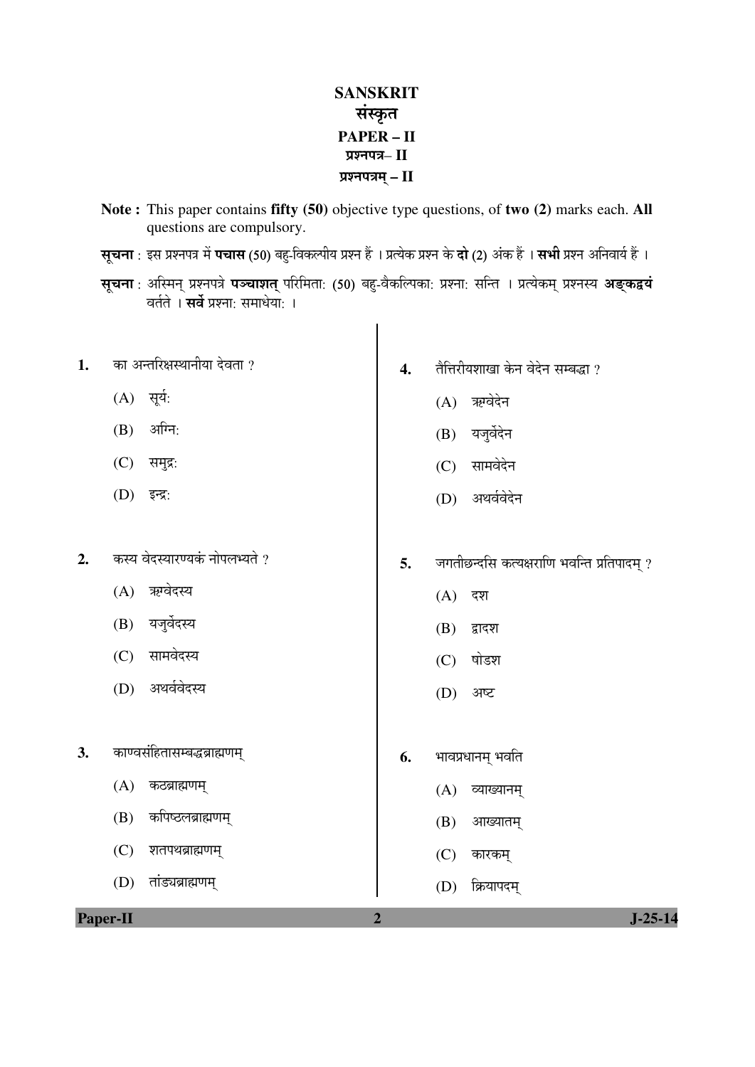# SANSKRIT
# संस्कृत
## PAPER – II
## प्रश्नपत्र– II
## प्रश्नपत्रम् – II

**Note :** This paper contains **fifty (50)** objective type questions, of **two (2)** marks each. **All** questions are compulsory.

**सूचना** : इस प्रश्नपत्र में **पचास** (50) बहु-विकल्पीय प्रश्न हैं । प्रत्येक प्रश्न के **दो** (2) अंक हैं । **सभी** प्रश्न अनिवार्य हैं ।

**सूचना** : अस्मिन् प्रश्नपत्रे **पञ्चाशत्** परिमिता: (50) बहु-वैकल्पिका: प्रश्ना: सन्ति । प्रत्येकम् प्रश्नस्य **अङ्कद्वयं** वर्तते । **सर्वे** प्रश्ना: समाधेया: ।

1. का अन्तरिक्षस्थानीया देवता ?
   - (A) सूर्य:
   - (B) अग्नि:
   - (C) समुद्र:
   - (D) इन्द्र:

2. कस्य वेदस्यारण्यकं नोपलभ्यते ?
   - (A) ऋग्वेदस्य
   - (B) यजुर्वेदस्य
   - (C) सामवेदस्य
   - (D) अथर्ववेदस्य

3. काण्वसंहितासम्बद्धब्राह्मणम्
   - (A) कठब्राह्मणम्
   - (B) कपिष्ठलब्राह्मणम्
   - (C) शतपथब्राह्मणम्
   - (D) तांड्यब्राह्मणम्

4. तैत्तिरीयशाखा केन वेदेन सम्बद्धा ?
   - (A) ऋग्वेदेन
   - (B) यजुर्वेदेन
   - (C) सामवेदेन
   - (D) अथर्ववेदेन

5. जगतीछन्दसि कत्यक्षराणि भवन्ति प्रतिपादम् ?
   - (A) दश
   - (B) द्वादश
   - (C) षोडश
   - (D) अष्ट

6. भावप्रधानम् भवति
   - (A) व्याख्यानम्
   - (B) आख्यातम्
   - (C) कारकम्
   - (D) क्रियापदम्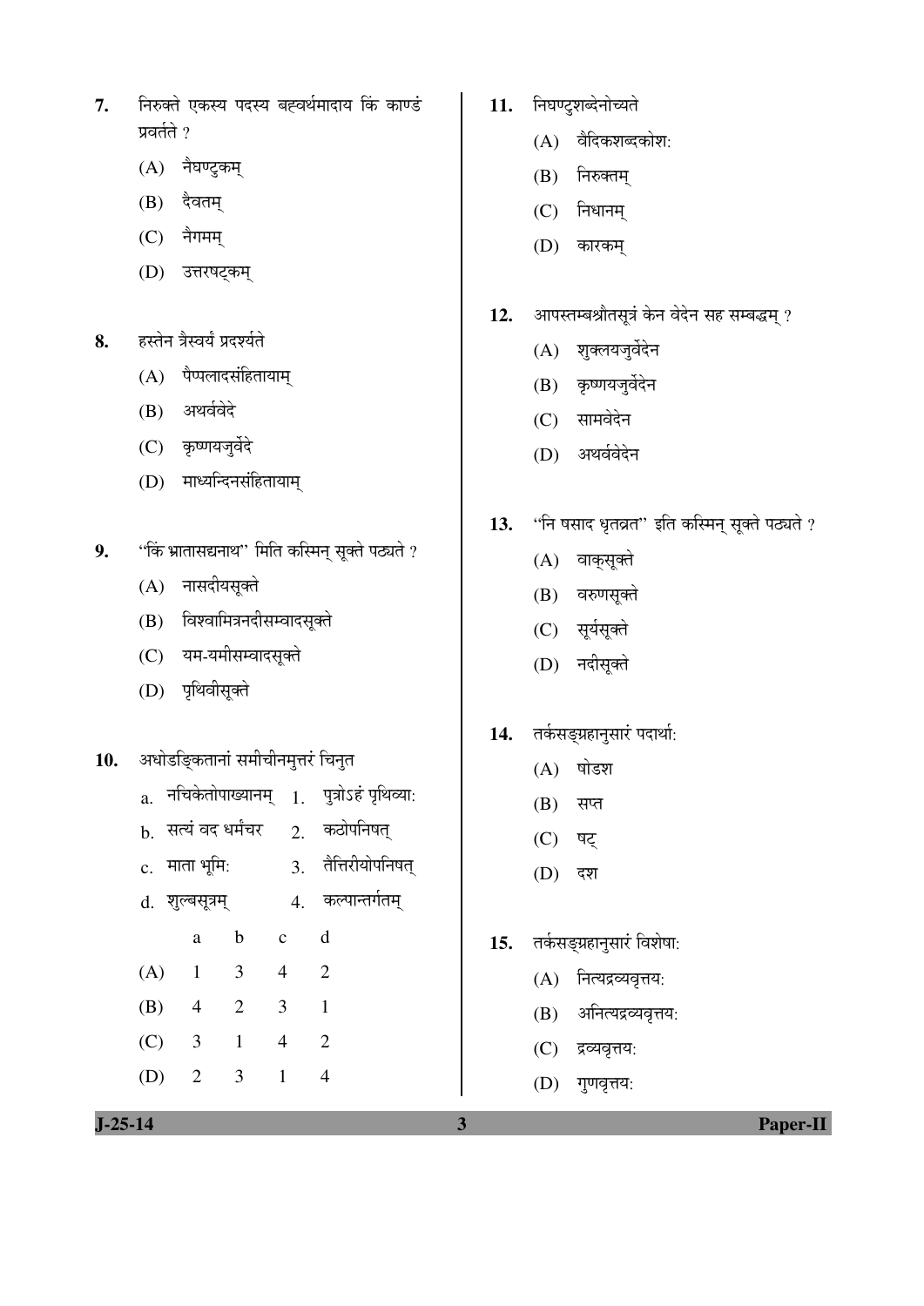7. निरुक्ते एकस्य पदस्य बह्वर्थमादाय किं काण्डं प्रवर्तते ?

   (A) नैघण्टुकम्

   (B) दैवतम्

   (C) नैगमम्

   (D) उत्तरषट्कम्

8. हस्तेन त्रैस्वर्यं प्रदर्श्यते

   (A) पैप्पलादसंहितायाम्

   (B) अथर्ववेदे

   (C) कृष्णयजुर्वेदे

   (D) माध्यन्दिनसंहितायाम्

9. "किं भ्रातासद्यनाथ" मिति कस्मिन् सूक्ते पठ्यते ?

   (A) नासदीयसूक्ते

   (B) विश्वामित्रनदीसम्वादसूक्ते

   (C) यम-यमीसम्वादसूक्ते

   (D) पृथिवीसूक्ते

10. अधोङ्किताना समीचीनमुत्तरं चिनुत

    a. नचिकेतोपाख्यानम् 1. पुत्रोऽहं पृथिव्या:

    b. सत्यं वद धर्मंचर 2. कठोपनिषत्

    c. माता भूमि: 3. तैत्तिरीयोपनिषत्

    d. शुल्बसूत्रम् 4. कल्पान्तर्गतम्

|  | a | b | c | d |
|---|---|---|---|---|
| (A) | 1 | 3 | 4 | 2 |
| (B) | 4 | 2 | 3 | 1 |
| (C) | 3 | 1 | 4 | 2 |
| (D) | 2 | 3 | 1 | 4 |

11. निघण्टुशब्देनोच्यते

    (A) वैदिकशब्दकोश:

    (B) निरुक्तम्

    (C) निधानम्

    (D) कारकम्

12. आपस्तम्बश्रौतसूत्रं केन वेदेन सह सम्बद्धम् ?

    (A) शुक्लयजुर्वेदेन

    (B) कृष्णयजुर्वेदेन

    (C) सामवेदेन

    (D) अथर्ववेदेन

13. "नि षसाद धृतव्रत" इति कस्मिन् सूक्ते पठ्यते ?

    (A) वाक्सूक्ते

    (B) वरुणसूक्ते

    (C) सूर्यसूक्ते

    (D) नदीसूक्ते

14. तर्कसङ्ग्रहानुसारं पदार्था:

    (A) षोडश

    (B) सप्त

    (C) षट्

    (D) दश

15. तर्कसङ्ग्रहानुसारं विशेषा:

    (A) नित्यद्रव्यवृत्तय:

    (B) अनित्यद्रव्यवृत्तय:

    (C) द्रव्यवृत्तय:

    (D) गुणवृत्तय: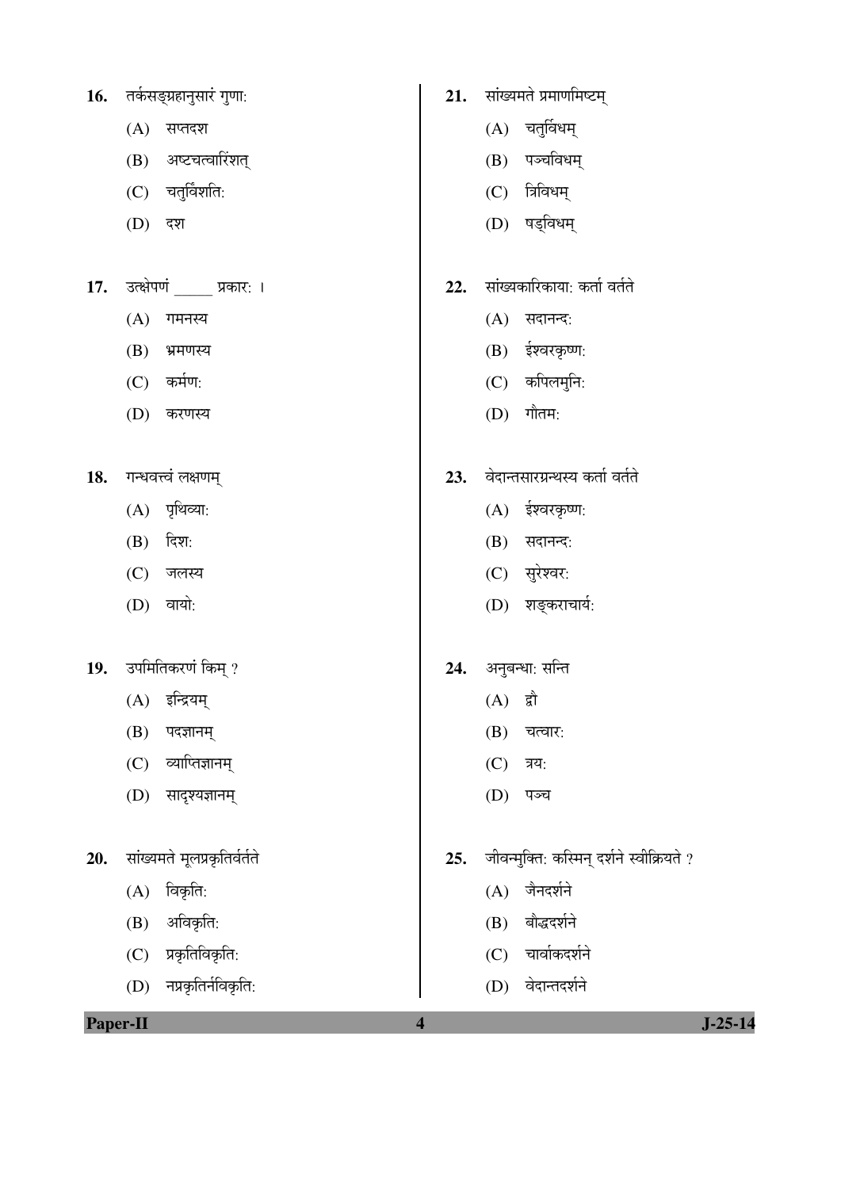16. तर्कसङ्ग्रहानुसारं गुणाः

(A) सप्तदश

(B) अष्टचत्वारिंशत्

(C) चतुर्विंशतिः

(D) दश

17. उत्क्षेपणं _____ प्रकारः ।

(A) गमनस्य

(B) भ्रमणस्य

(C) कर्मणः

(D) करणस्य

18. गन्धवत्त्वं लक्षणम्

(A) पृथिव्याः

(B) दिशः

(C) जलस्य

(D) वायोः

19. उपमितिकरणं किम् ?

(A) इन्द्रियम्

(B) पदज्ञानम्

(C) व्याप्तिज्ञानम्

(D) सादृश्यज्ञानम्

20. सांख्यमते मूलप्रकृतिर्वर्तते

(A) विकृतिः

(B) अविकृतिः

(C) प्रकृतिविकृतिः

(D) नप्रकृतिर्नविकृतिः

21. सांख्यमते प्रमाणमिष्टम्

(A) चतुर्विधम्

(B) पञ्चविधम्

(C) त्रिविधम्

(D) षड्विधम्

22. सांख्यकारिकायाः कर्ता वर्तते

(A) सदानन्दः

(B) ईश्वरकृष्णः

(C) कपिलमुनिः

(D) गौतमः

23. वेदान्तसारग्रन्थस्य कर्ता वर्तते

(A) ईश्वरकृष्णः

(B) सदानन्दः

(C) सुरेश्वरः

(D) शङ्कराचार्यः

24. अनुबन्धाः सन्ति

(A) द्वौ

(B) चत्वारः

(C) त्रयः

(D) पञ्च

25. जीवन्मुक्तिः कस्मिन् दर्शने स्वीक्रियते ?

(A) जैनदर्शने

(B) बौद्धदर्शने

(C) चार्वाकदर्शने

(D) वेदान्तदर्शने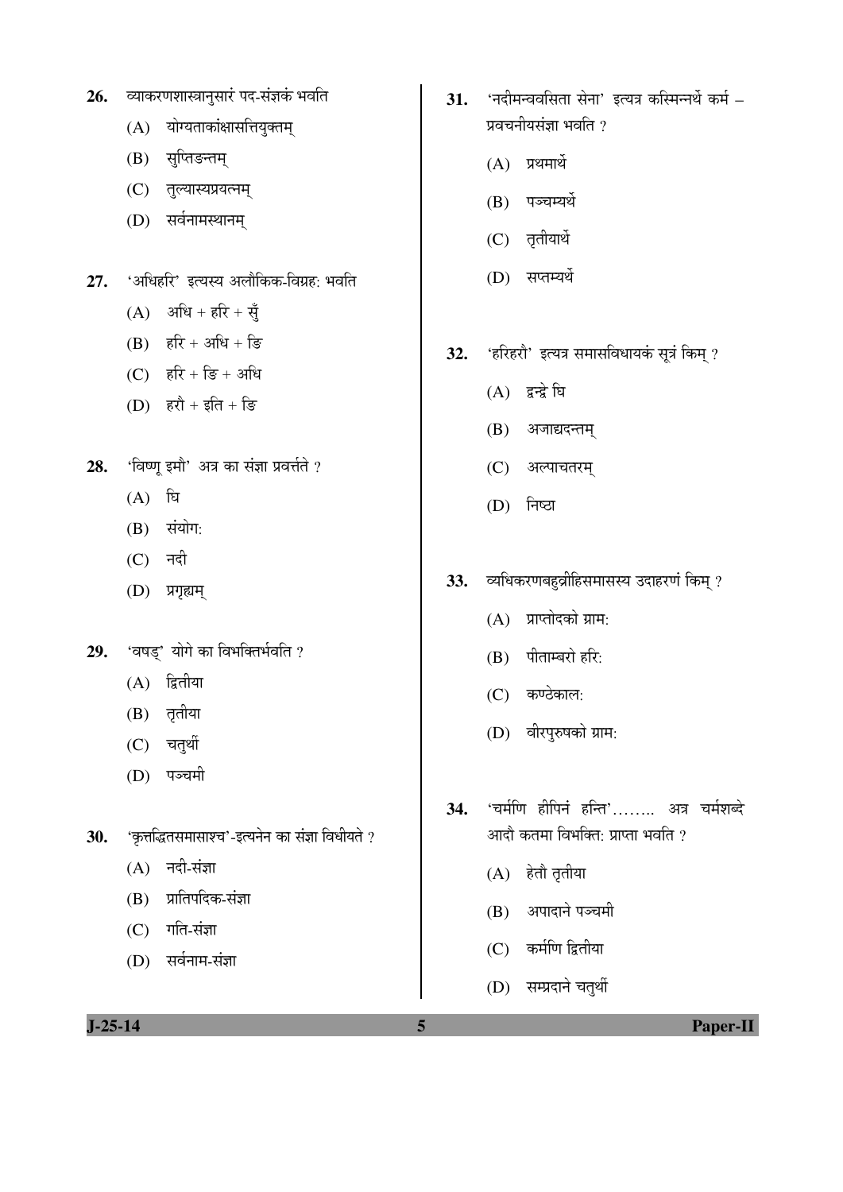26. व्याकरणशास्त्रानुसारं पद-संज्ञकं भवति

(A) योग्यताकांक्षासत्तियुक्तम्

(B) सुप्तिङन्तम्

(C) तुल्यास्यप्रयत्नम्

(D) सर्वनामस्थानम्

27. 'अधिहरि' इत्यस्य अलौकिक-विग्रह: भवति

(A) अधि + हरि + सुँ

(B) हरि + अधि + ङि

(C) हरि + ङि + अधि

(D) हरौ + इति + ङि

28. 'विष्णू इमौ' अत्र का संज्ञा प्रवर्त्तते ?

(A) घि

(B) संयोग:

(C) नदी

(D) प्रगृह्यम्

29. 'वषड्' योगे का विभक्तिर्भवति ?

(A) द्वितीया

(B) तृतीया

(C) चतुर्थी

(D) पञ्चमी

30. 'कृत्तद्धितसमासाश्च'-इत्यनेन का संज्ञा विधीयते ?

(A) नदी-संज्ञा

(B) प्रातिपदिक-संज्ञा

(C) गति-संज्ञा

(D) सर्वनाम-संज्ञा

31. 'नदीमन्ववसिता सेना' इत्यत्र कस्मिन्नर्थे कर्म – प्रवचनीयसंज्ञा भवति ?

(A) प्रथमार्थे

(B) पञ्चम्यर्थे

(C) तृतीयार्थे

(D) सप्तम्यर्थे

32. 'हरिहरौ' इत्यत्र समासविधायकं सूत्रं किम् ?

(A) द्वन्द्वे घि

(B) अजाद्यदन्तम्

(C) अल्पाचतरम्

(D) निष्ठा

33. व्यधिकरणबहुव्रीहिसमासस्य उदाहरणं किम् ?

(A) प्राप्तोदको ग्राम:

(B) पीताम्बरो हरि:

(C) कण्ठेकाल:

(D) वीरपुरुषको ग्राम:

34. 'चर्मणि हीपिनं हन्ति'........ अत्र चर्मशब्दे आदौ कतमा विभक्ति: प्राप्ता भवति ?

(A) हेतौ तृतीया

(B) अपादाने पञ्चमी

(C) कर्मणि द्वितीया

(D) सम्प्रदाने चतुर्थी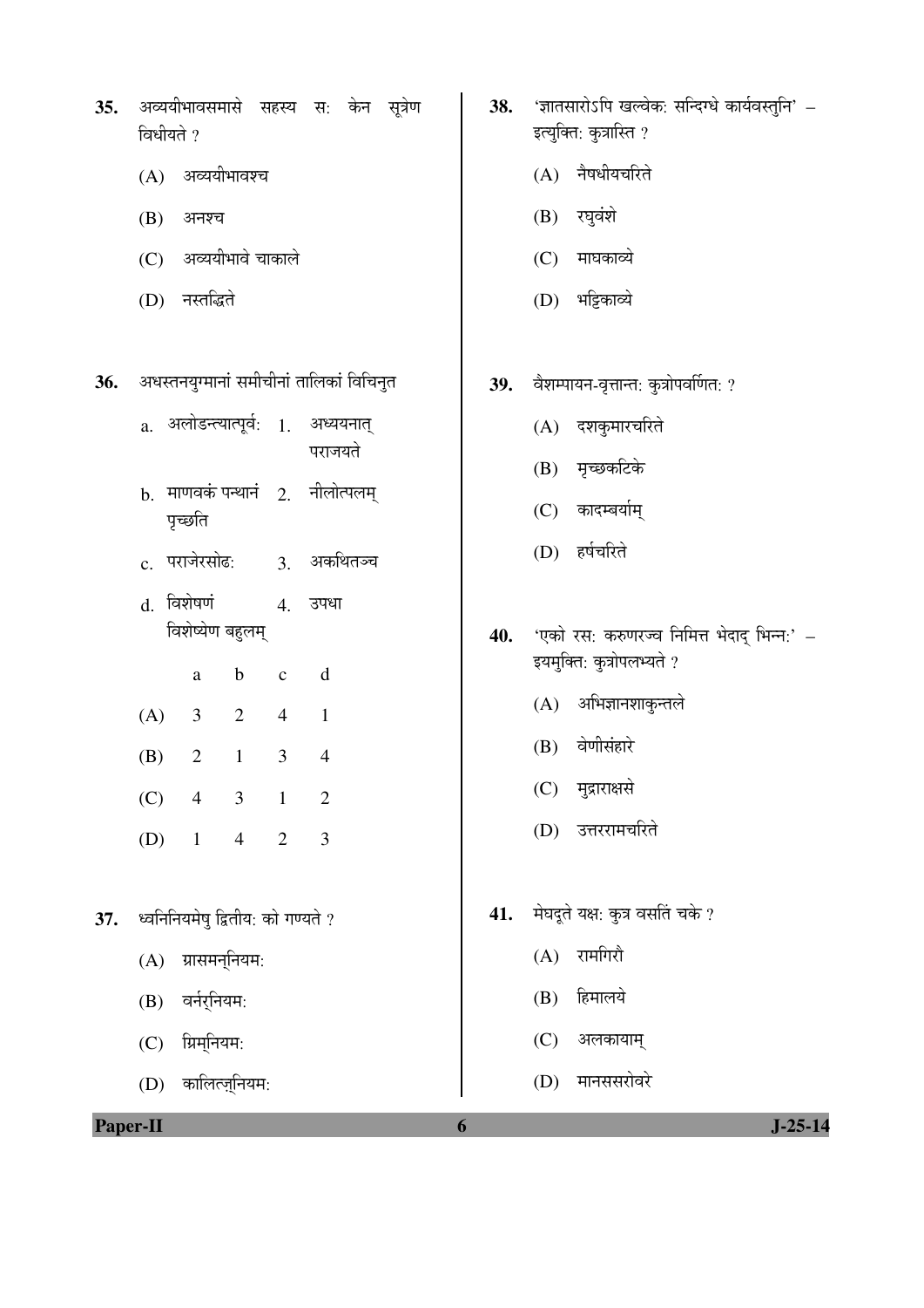**35.** अव्ययीभावसमासे सहस्य सः केन सूत्रेण विधीयते ?

(A) अव्ययीभावश्च

(B) अनश्च

(C) अव्ययीभावे चाकाले

(D) नस्तद्धिते

**36.** अधस्तनयुग्मानां समीचीनां तालिकां विचिनुत

| | | | |
|---|---|---|---|
| a. | अलोऽन्त्यात्पूर्वः | 1. | अध्ययनात् पराजयते |
| b. | माणवकं पन्थानं पृच्छति | 2. | नीलोत्पलम् |
| c. | पराजेरसोढः | 3. | अकथितञ्च |
| d. | विशेषणं विशेष्येण बहुलम् | 4. | उपधा |

| | a | b | c | d |
|---|---|---|---|---|
| (A) | 3 | 2 | 4 | 1 |
| (B) | 2 | 1 | 3 | 4 |
| (C) | 4 | 3 | 1 | 2 |
| (D) | 1 | 4 | 2 | 3 |

**37.** ध्वनिनियमेषु द्वितीयः को गण्यते ?

(A) ग्रासमन्नियमः

(B) वर्नर्नियमः

(C) ग्रिम्नियमः

(D) कालित्ज़्नियमः

**38.** 'ज्ञातसारोऽपि खल्वेकः सन्दिग्धे कार्यवस्तुनि' – इत्युक्तिः कुत्रास्ति ?

(A) नैषधीयचरिते

(B) रघुवंशे

(C) माघकाव्ये

(D) भट्टिकाव्ये

**39.** वैशम्पायन-वृत्तान्तः कुत्रोपवर्णितः ?

(A) दशकुमारचरिते

(B) मृच्छकटिके

(C) कादम्बर्याम्

(D) हर्षचरिते

**40.** 'एको रसः करुणरज्व निमित्त भेदाद् भिन्नः' – इयमुक्तिः कुत्रोपलभ्यते ?

(A) अभिज्ञानशाकुन्तले

(B) वेणीसंहारे

(C) मुद्राराक्षसे

(D) उत्तररामचरिते

**41.** मेघदूते यक्षः कुत्र वसतिं चक्रे ?

(A) रामगिरौ

(B) हिमालये

(C) अलकायाम्

(D) मानससरोवरे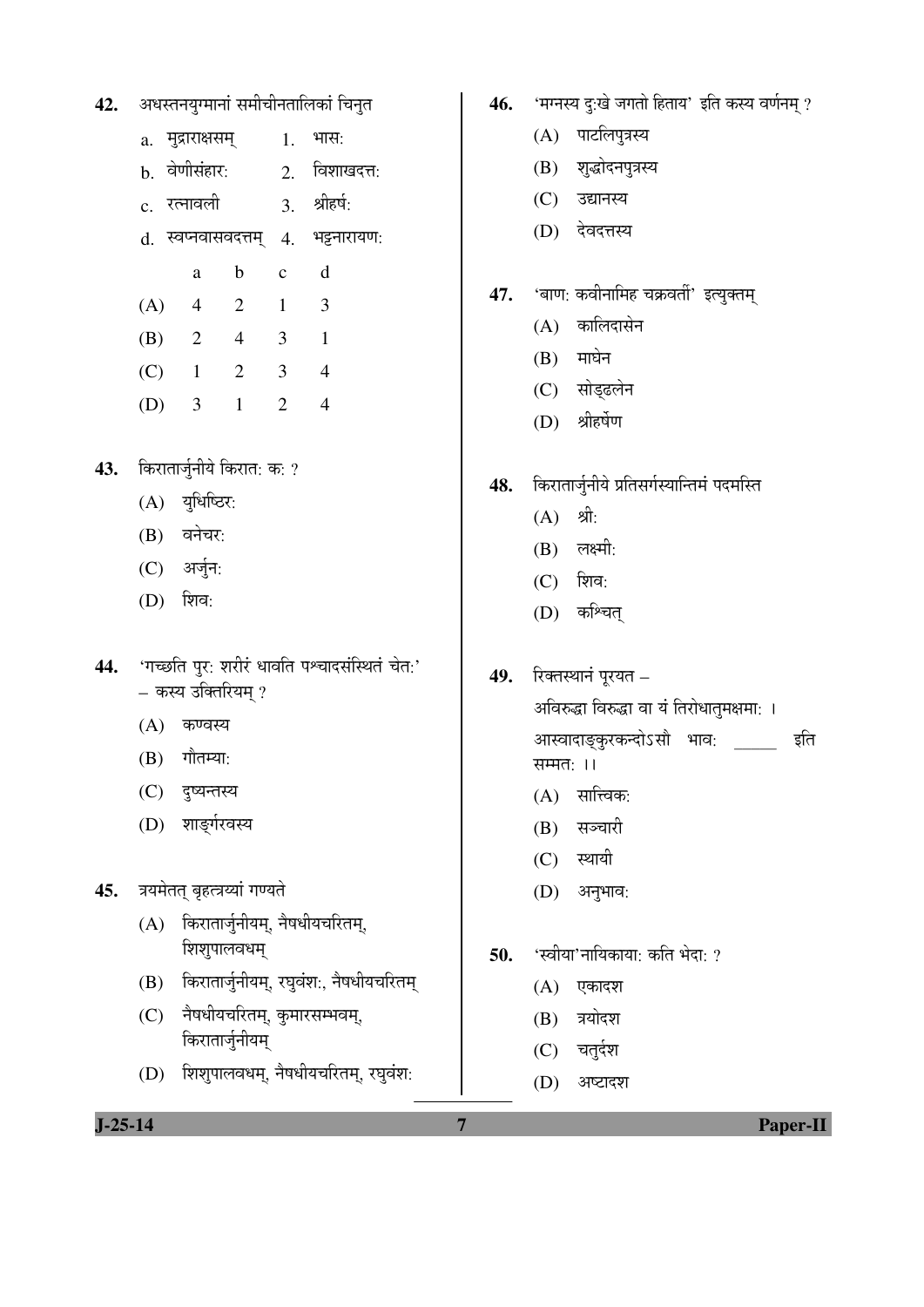**42.** अधस्तनयुग्मानां समीचीनतालिकां चिनुत

a. मुद्राराक्षसम्   1. भासः

b. वेणीसंहारः   2. विशाखदत्तः

c. रत्नावली   3. श्रीहर्षः

d. स्वप्नवासवदत्तम्   4. भट्टनारायणः

|  | a | b | c | d |
|---|---|---|---|---|
| (A) | 4 | 2 | 1 | 3 |
| (B) | 2 | 4 | 3 | 1 |
| (C) | 1 | 2 | 3 | 4 |
| (D) | 3 | 1 | 2 | 4 |

**43.** किरातार्जुनीये किरातः कः ?

(A) युधिष्ठिरः

(B) वनेचरः

(C) अर्जुनः

(D) शिवः

**44.** 'गच्छति पुरः शरीरं धावति पश्चादसंस्थितं चेतः' – कस्य उक्तिरियम् ?

(A) कण्वस्य

(B) गौतम्याः

(C) दुष्यन्तस्य

(D) शार्ङ्गरवस्य

**45.** त्रयमेतत् बृहत्त्रय्यां गण्यते

(A) किरातार्जुनीयम्, नैषधीयचरितम्, शिशुपालवधम्

(B) किरातार्जुनीयम्, रघुवंशः, नैषधीयचरितम्

(C) नैषधीयचरितम्, कुमारसम्भवम्, किरातार्जुनीयम्

(D) शिशुपालवधम्, नैषधीयचरितम्, रघुवंशः

**46.** 'मग्नस्य दुःखे जगतो हिताय' इति कस्य वर्णनम् ?

(A) पाटलिपुत्रस्य

(B) शुद्धोदनपुत्रस्य

(C) उद्यानस्य

(D) देवदत्तस्य

**47.** 'बाणः कवीनामिह चक्रवर्ती' इत्युक्तम्

(A) कालिदासेन

(B) माघेन

(C) सोड्ढलेन

(D) श्रीहर्षेण

**48.** किरातार्जुनीये प्रतिसर्गस्यान्तिमं पदमस्ति

(A) श्रीः

(B) लक्ष्मीः

(C) शिवः

(D) कश्चित्

**49.** रिक्तस्थानं पूरयत –

अविरुद्धा विरुद्धा वा यं तिरोधातुमक्षमाः ।
आस्वादाङ्कुरकन्दोऽसौ भावः _____ इति सम्मतः ।।

(A) सात्त्विकः

(B) सञ्चारी

(C) स्थायी

(D) अनुभावः

**50.** 'स्वीया'नायिकायाः कति भेदाः ?

(A) एकादश

(B) त्रयोदश

(C) चतुर्दश

(D) अष्टादश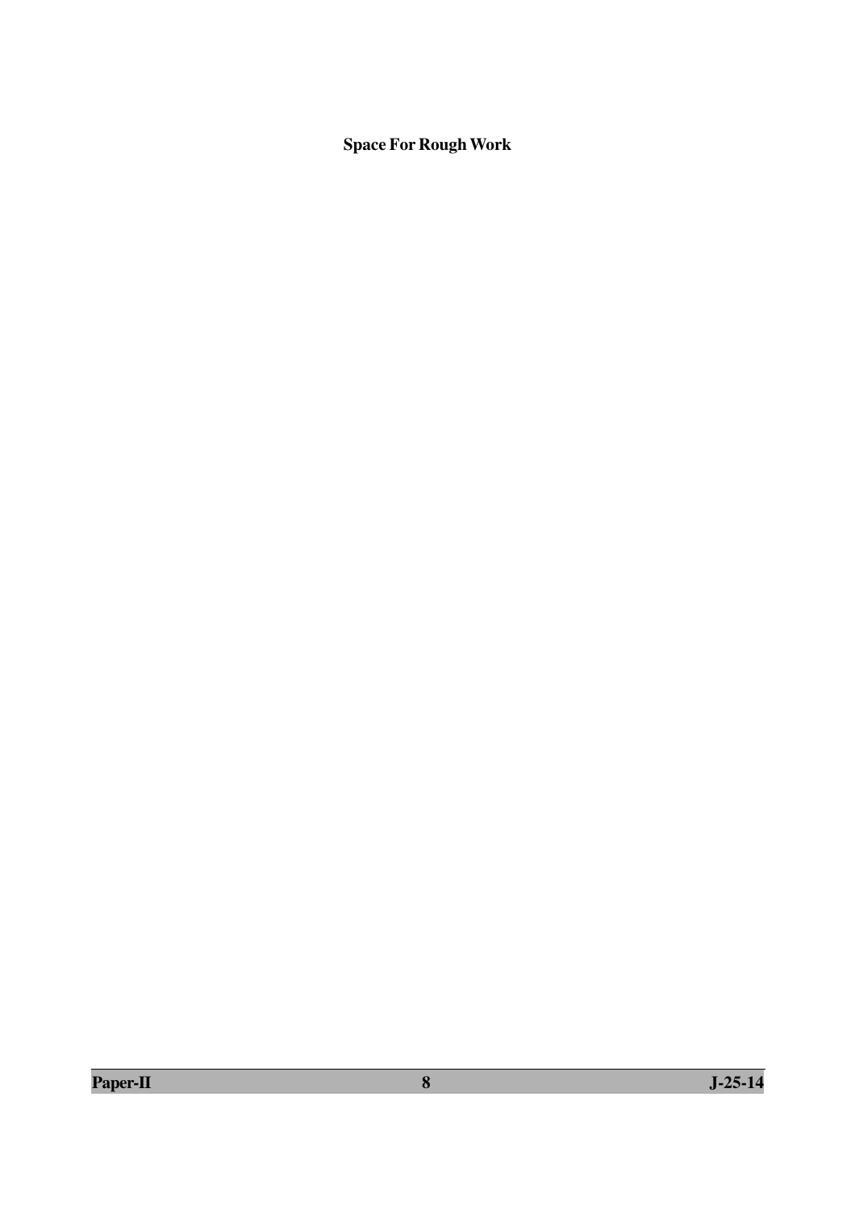**Space For Rough Work**